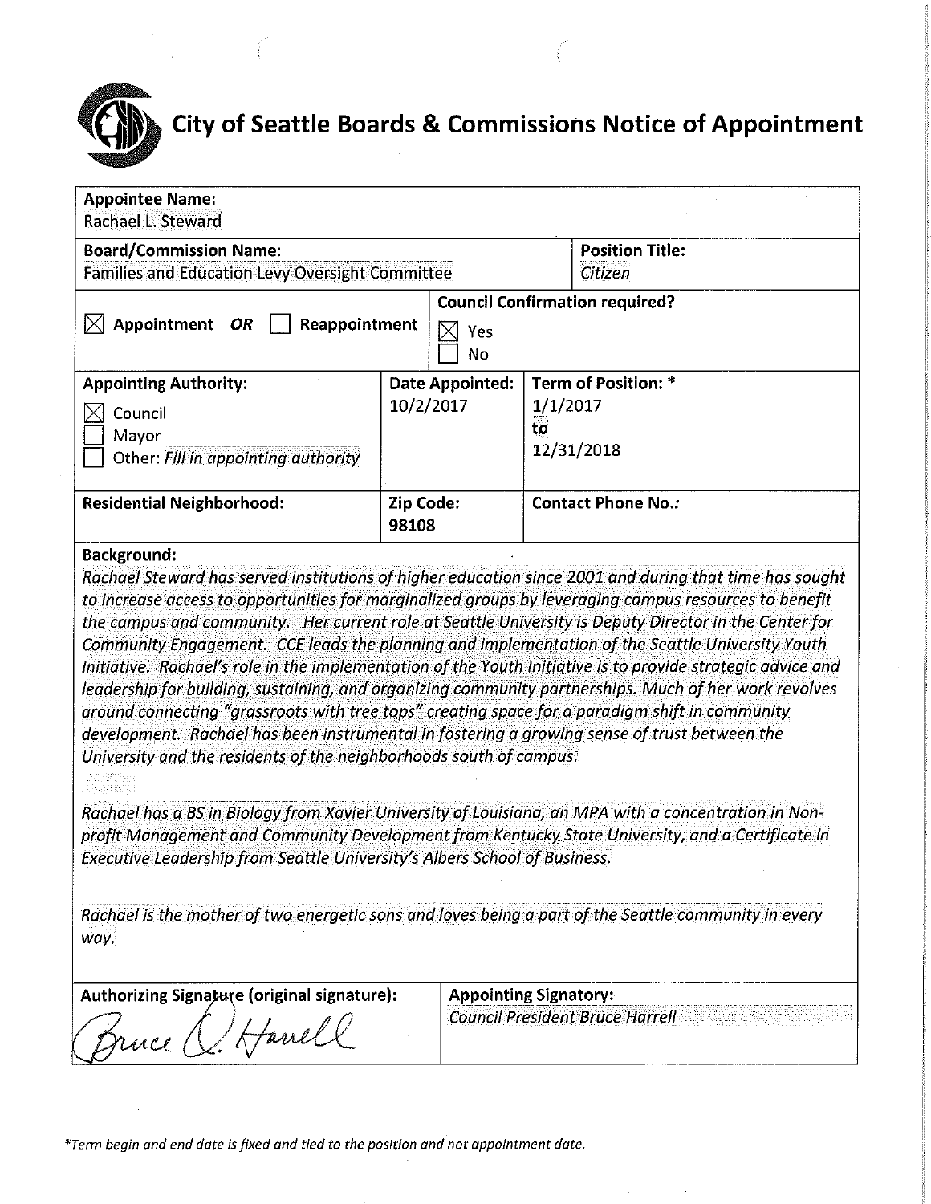# City of Seattle Boards & Commissions Notice of Appointment

| **Appointee Name:**<br>Rachael L. Steward | | |
|---|---|---|
| **Board/Commission Name:**<br>Families and Education Levy Oversight Committee | | **Position Title:**<br>*Citizen* |
| ☒ **Appointment** ***OR*** ☐ **Reappointment** | **Council Confirmation required?**<br>☒ Yes<br>☐ No | |
| **Appointing Authority:**<br>☒ Council<br>☐ Mayor<br>☐ Other: *Fill in appointing authority* | **Date Appointed:**<br>10/2/2017 | **Term of Position:** *<br>1/1/2017<br>to<br>12/31/2018 |
| **Residential Neighborhood:** | **Zip Code:**<br>**98108** | **Contact Phone No.:** |

**Background:**

*Rachael Steward has served institutions of higher education since 2001 and during that time has sought to increase access to opportunities for marginalized groups by leveraging campus resources to benefit the campus and community. Her current role at Seattle University is Deputy Director in the Center for Community Engagement. CCE leads the planning and implementation of the Seattle University Youth Initiative. Rachael's role in the implementation of the Youth Initiative is to provide strategic advice and leadership for building, sustaining, and organizing community partnerships. Much of her work revolves around connecting "grassroots with tree tops" creating space for a paradigm shift in community development. Rachael has been instrumental in fostering a growing sense of trust between the University and the residents of the neighborhoods south of campus.*

*Rachael has a BS in Biology from Xavier University of Louisiana, an MPA with a concentration in Non-profit Management and Community Development from Kentucky State University, and a Certificate in Executive Leadership from Seattle University's Albers School of Business.*

*Rachael is the mother of two energetic sons and loves being a part of the Seattle community in every way.*

| **Authorizing Signature (original signature):** | **Appointing Signatory:** |
|---|---|
| Bruce A. Harrell | *Council President Bruce Harrell* |

*\*Term begin and end date is fixed and tied to the position and not appointment date.*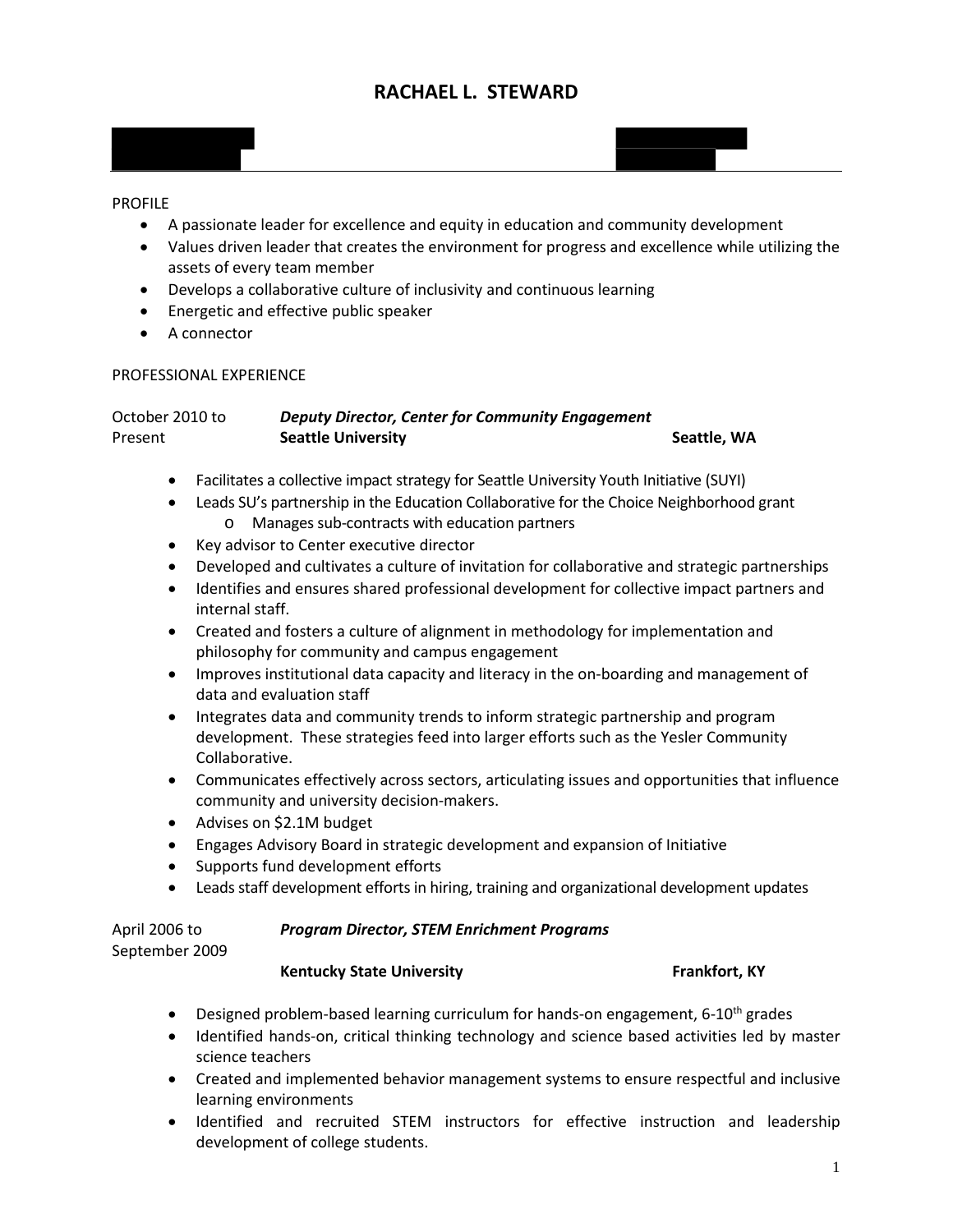# RACHAEL L. STEWARD

PROFILE

- A passionate leader for excellence and equity in education and community development
- Values driven leader that creates the environment for progress and excellence while utilizing the assets of every team member
- Develops a collaborative culture of inclusivity and continuous learning
- Energetic and effective public speaker
- A connector

PROFESSIONAL EXPERIENCE

October 2010 to Present — ***Deputy Director, Center for Community Engagement***
**Seattle University** — **Seattle, WA**

- Facilitates a collective impact strategy for Seattle University Youth Initiative (SUYI)
- Leads SU's partnership in the Education Collaborative for the Choice Neighborhood grant
  - Manages sub-contracts with education partners
- Key advisor to Center executive director
- Developed and cultivates a culture of invitation for collaborative and strategic partnerships
- Identifies and ensures shared professional development for collective impact partners and internal staff.
- Created and fosters a culture of alignment in methodology for implementation and philosophy for community and campus engagement
- Improves institutional data capacity and literacy in the on-boarding and management of data and evaluation staff
- Integrates data and community trends to inform strategic partnership and program development. These strategies feed into larger efforts such as the Yesler Community Collaborative.
- Communicates effectively across sectors, articulating issues and opportunities that influence community and university decision-makers.
- Advises on $2.1M budget
- Engages Advisory Board in strategic development and expansion of Initiative
- Supports fund development efforts
- Leads staff development efforts in hiring, training and organizational development updates

April 2006 to September 2009 — ***Program Director, STEM Enrichment Programs***
**Kentucky State University** — **Frankfort, KY**

- Designed problem-based learning curriculum for hands-on engagement, 6-10th grades
- Identified hands-on, critical thinking technology and science based activities led by master science teachers
- Created and implemented behavior management systems to ensure respectful and inclusive learning environments
- Identified and recruited STEM instructors for effective instruction and leadership development of college students.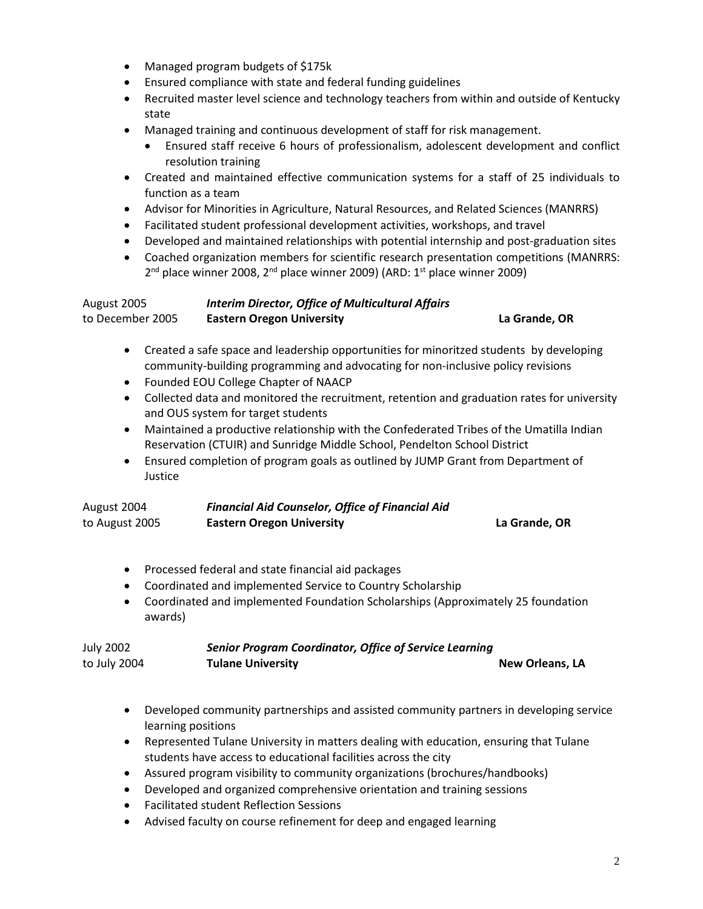- Managed program budgets of $175k
- Ensured compliance with state and federal funding guidelines
- Recruited master level science and technology teachers from within and outside of Kentucky state
- Managed training and continuous development of staff for risk management.
  - Ensured staff receive 6 hours of professionalism, adolescent development and conflict resolution training
- Created and maintained effective communication systems for a staff of 25 individuals to function as a team
- Advisor for Minorities in Agriculture, Natural Resources, and Related Sciences (MANRRS)
- Facilitated student professional development activities, workshops, and travel
- Developed and maintained relationships with potential internship and post-graduation sites
- Coached organization members for scientific research presentation competitions (MANRRS: 2nd place winner 2008, 2nd place winner 2009) (ARD: 1st place winner 2009)

August 2005 to December 2005 — ***Interim Director, Office of Multicultural Affairs***
**Eastern Oregon University** — **La Grande, OR**

- Created a safe space and leadership opportunities for minoritzed students by developing community-building programming and advocating for non-inclusive policy revisions
- Founded EOU College Chapter of NAACP
- Collected data and monitored the recruitment, retention and graduation rates for university and OUS system for target students
- Maintained a productive relationship with the Confederated Tribes of the Umatilla Indian Reservation (CTUIR) and Sunridge Middle School, Pendelton School District
- Ensured completion of program goals as outlined by JUMP Grant from Department of Justice

August 2004 to August 2005 — ***Financial Aid Counselor, Office of Financial Aid***
**Eastern Oregon University** — **La Grande, OR**

- Processed federal and state financial aid packages
- Coordinated and implemented Service to Country Scholarship
- Coordinated and implemented Foundation Scholarships (Approximately 25 foundation awards)

July 2002 to July 2004 — ***Senior Program Coordinator, Office of Service Learning***
**Tulane University** — **New Orleans, LA**

- Developed community partnerships and assisted community partners in developing service learning positions
- Represented Tulane University in matters dealing with education, ensuring that Tulane students have access to educational facilities across the city
- Assured program visibility to community organizations (brochures/handbooks)
- Developed and organized comprehensive orientation and training sessions
- Facilitated student Reflection Sessions
- Advised faculty on course refinement for deep and engaged learning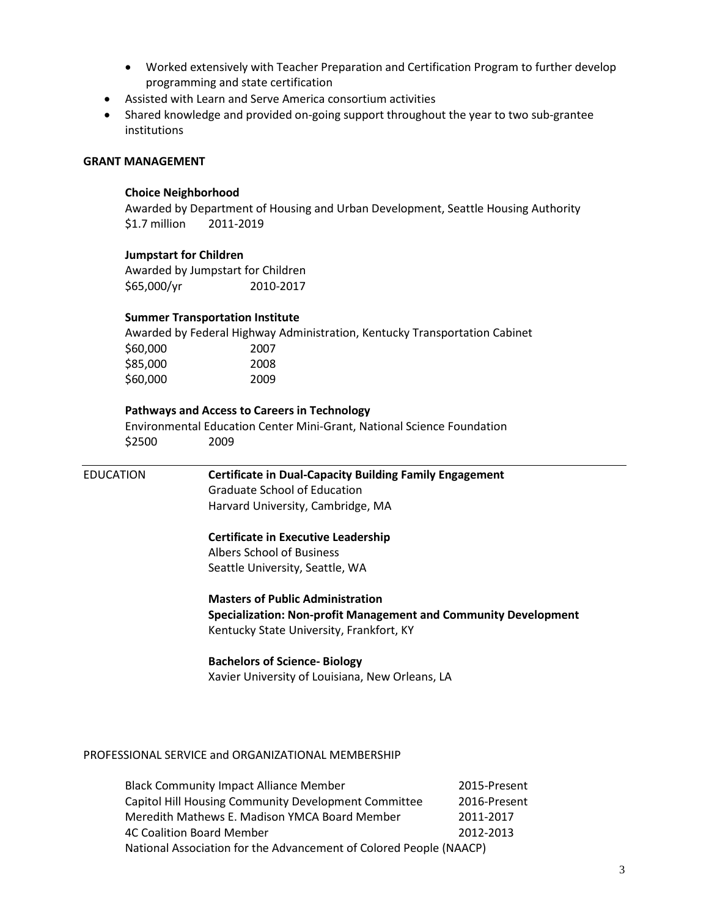- Worked extensively with Teacher Preparation and Certification Program to further develop programming and state certification
- Assisted with Learn and Serve America consortium activities
- Shared knowledge and provided on-going support throughout the year to two sub-grantee institutions

**GRANT MANAGEMENT**

**Choice Neighborhood**
Awarded by Department of Housing and Urban Development, Seattle Housing Authority
$1.7 million 2011-2019

**Jumpstart for Children**
Awarded by Jumpstart for Children
$65,000/yr 2010-2017

**Summer Transportation Institute**
Awarded by Federal Highway Administration, Kentucky Transportation Cabinet
$60,000 2007
$85,000 2008
$60,000 2009

**Pathways and Access to Careers in Technology**
Environmental Education Center Mini-Grant, National Science Foundation
$2500 2009

---

EDUCATION

**Certificate in Dual-Capacity Building Family Engagement**
Graduate School of Education
Harvard University, Cambridge, MA

**Certificate in Executive Leadership**
Albers School of Business
Seattle University, Seattle, WA

**Masters of Public Administration**
**Specialization: Non-profit Management and Community Development**
Kentucky State University, Frankfort, KY

**Bachelors of Science- Biology**
Xavier University of Louisiana, New Orleans, LA

PROFESSIONAL SERVICE and ORGANIZATIONAL MEMBERSHIP

| | |
|---|---|
| Black Community Impact Alliance Member | 2015-Present |
| Capitol Hill Housing Community Development Committee | 2016-Present |
| Meredith Mathews E. Madison YMCA Board Member | 2011-2017 |
| 4C Coalition Board Member | 2012-2013 |
| National Association for the Advancement of Colored People (NAACP) | |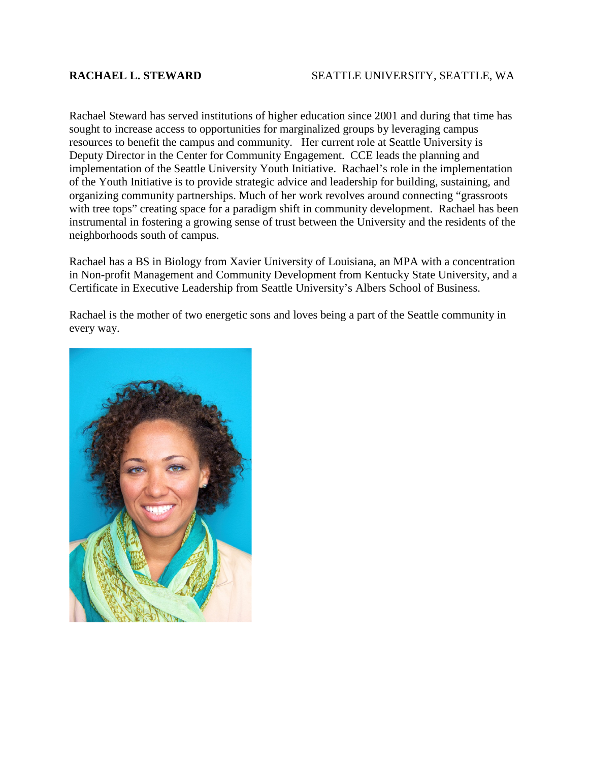**RACHAEL L. STEWARD** SEATTLE UNIVERSITY, SEATTLE, WA

Rachael Steward has served institutions of higher education since 2001 and during that time has sought to increase access to opportunities for marginalized groups by leveraging campus resources to benefit the campus and community. Her current role at Seattle University is Deputy Director in the Center for Community Engagement. CCE leads the planning and implementation of the Seattle University Youth Initiative. Rachael's role in the implementation of the Youth Initiative is to provide strategic advice and leadership for building, sustaining, and organizing community partnerships. Much of her work revolves around connecting "grassroots with tree tops" creating space for a paradigm shift in community development. Rachael has been instrumental in fostering a growing sense of trust between the University and the residents of the neighborhoods south of campus.

Rachael has a BS in Biology from Xavier University of Louisiana, an MPA with a concentration in Non-profit Management and Community Development from Kentucky State University, and a Certificate in Executive Leadership from Seattle University's Albers School of Business.

Rachael is the mother of two energetic sons and loves being a part of the Seattle community in every way.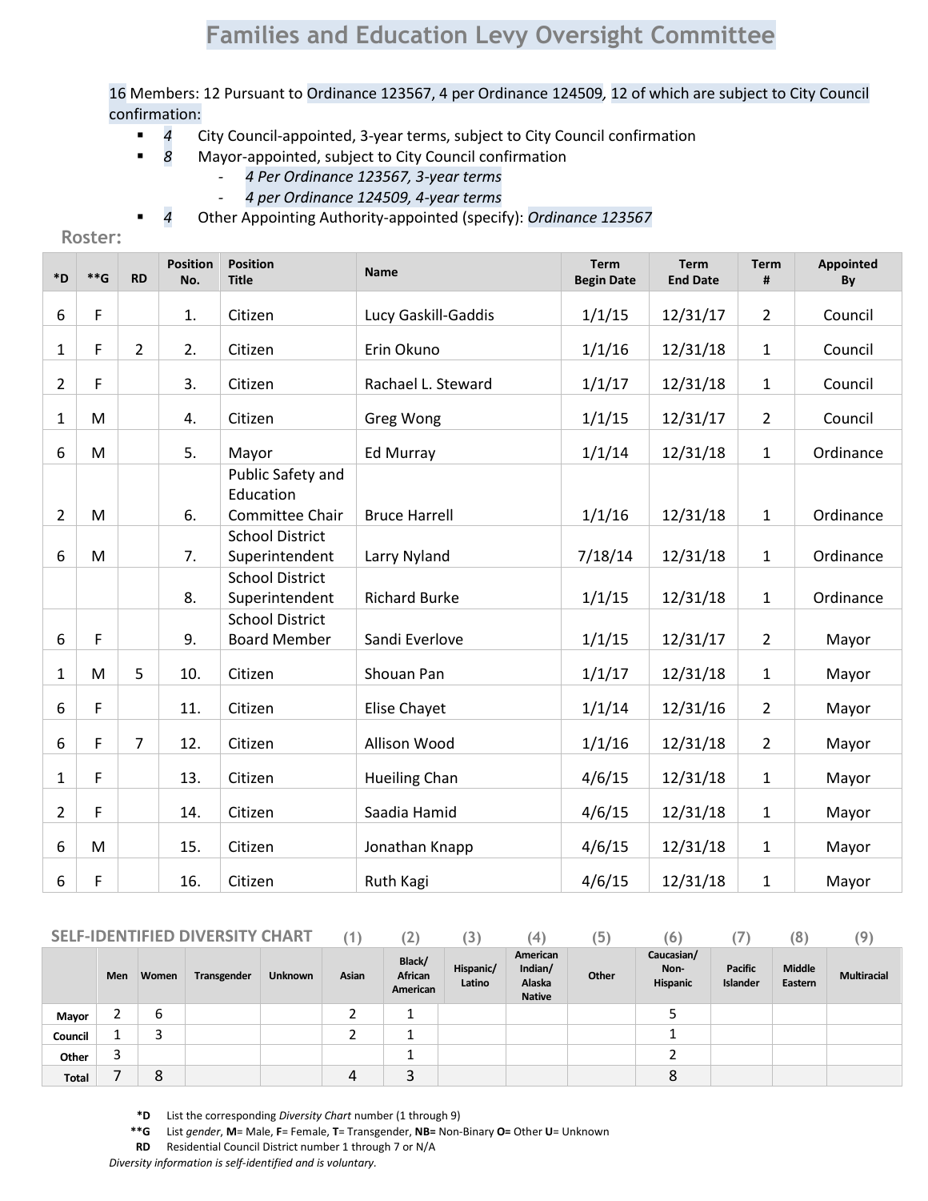# Families and Education Levy Oversight Committee

16 Members: 12 Pursuant to Ordinance 123567, 4 per Ordinance 124509, 12 of which are subject to City Council confirmation:

- *4* City Council-appointed, 3-year terms, subject to City Council confirmation
- *8* Mayor-appointed, subject to City Council confirmation
  - *4 Per Ordinance 123567, 3-year terms*
  - *4 per Ordinance 124509, 4-year terms*
- *4* Other Appointing Authority-appointed (specify): *Ordinance 123567*

## Roster:

| *D | **G | RD | Position No. | Position Title | Name | Term Begin Date | Term End Date | Term # | Appointed By |
|---|---|---|---|---|---|---|---|---|---|
| 6 | F | | 1. | Citizen | Lucy Gaskill-Gaddis | 1/1/15 | 12/31/17 | 2 | Council |
| 1 | F | 2 | 2. | Citizen | Erin Okuno | 1/1/16 | 12/31/18 | 1 | Council |
| 2 | F | | 3. | Citizen | Rachael L. Steward | 1/1/17 | 12/31/18 | 1 | Council |
| 1 | M | | 4. | Citizen | Greg Wong | 1/1/15 | 12/31/17 | 2 | Council |
| 6 | M | | 5. | Mayor | Ed Murray | 1/1/14 | 12/31/18 | 1 | Ordinance |
| 2 | M | | 6. | Public Safety and Education Committee Chair | Bruce Harrell | 1/1/16 | 12/31/18 | 1 | Ordinance |
| 6 | M | | 7. | School District Superintendent | Larry Nyland | 7/18/14 | 12/31/18 | 1 | Ordinance |
| | | | 8. | School District Superintendent | Richard Burke | 1/1/15 | 12/31/18 | 1 | Ordinance |
| 6 | F | | 9. | School District Board Member | Sandi Everlove | 1/1/15 | 12/31/17 | 2 | Mayor |
| 1 | M | 5 | 10. | Citizen | Shouan Pan | 1/1/17 | 12/31/18 | 1 | Mayor |
| 6 | F | | 11. | Citizen | Elise Chayet | 1/1/14 | 12/31/16 | 2 | Mayor |
| 6 | F | 7 | 12. | Citizen | Allison Wood | 1/1/16 | 12/31/18 | 2 | Mayor |
| 1 | F | | 13. | Citizen | Hueiling Chan | 4/6/15 | 12/31/18 | 1 | Mayor |
| 2 | F | | 14. | Citizen | Saadia Hamid | 4/6/15 | 12/31/18 | 1 | Mayor |
| 6 | M | | 15. | Citizen | Jonathan Knapp | 4/6/15 | 12/31/18 | 1 | Mayor |
| 6 | F | | 16. | Citizen | Ruth Kagi | 4/6/15 | 12/31/18 | 1 | Mayor |

## SELF-IDENTIFIED DIVERSITY CHART

| | Men | Women | Transgender | Unknown | (1) Asian | (2) Black/ African American | (3) Hispanic/ Latino | (4) American Indian/ Alaska Native | (5) Other | (6) Caucasian/ Non-Hispanic | (7) Pacific Islander | (8) Middle Eastern | (9) Multiracial |
|---|---|---|---|---|---|---|---|---|---|---|---|---|---|
| **Mayor** | 2 | 6 | | | 2 | 1 | | | | 5 | | | |
| **Council** | 1 | 3 | | | 2 | 1 | | | | 1 | | | |
| **Other** | 3 | | | | | 1 | | | | 2 | | | |
| **Total** | 7 | 8 | | | 4 | 3 | | | | 8 | | | |

**\*D** List the corresponding *Diversity Chart* number (1 through 9)
**\*\*G** List *gender*, **M**= Male, **F**= Female, **T**= Transgender, **NB**= Non-Binary **O**= Other **U**= Unknown
**RD** Residential Council District number 1 through 7 or N/A
*Diversity information is self-identified and is voluntary.*